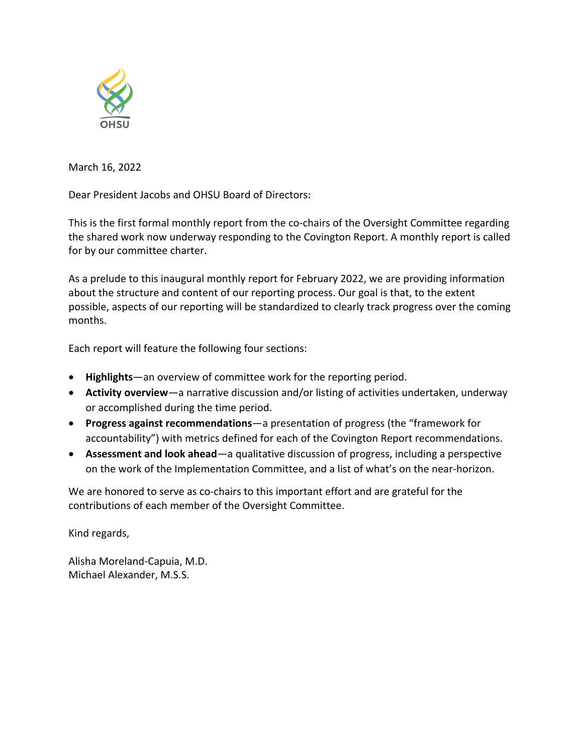OHSU

March 16, 2022

Dear President Jacobs and OHSU Board of Directors:

This is the first formal monthly report from the co-chairs of the Oversight Committee regarding the shared work now underway responding to the Covington Report. A monthly report is called for by our committee charter.

As a prelude to this inaugural monthly report for February 2022, we are providing information about the structure and content of our reporting process. Our goal is that, to the extent possible, aspects of our reporting will be standardized to clearly track progress over the coming months.

Each report will feature the following four sections:

- **Highlights**—an overview of committee work for the reporting period.
- **Activity overview**—a narrative discussion and/or listing of activities undertaken, underway or accomplished during the time period.
- **Progress against recommendations**—a presentation of progress (the "framework for accountability") with metrics defined for each of the Covington Report recommendations.
- **Assessment and look ahead**—a qualitative discussion of progress, including a perspective on the work of the Implementation Committee, and a list of what's on the near-horizon.

We are honored to serve as co-chairs to this important effort and are grateful for the contributions of each member of the Oversight Committee.

Kind regards,

Alisha Moreland-Capuia, M.D.
Michael Alexander, M.S.S.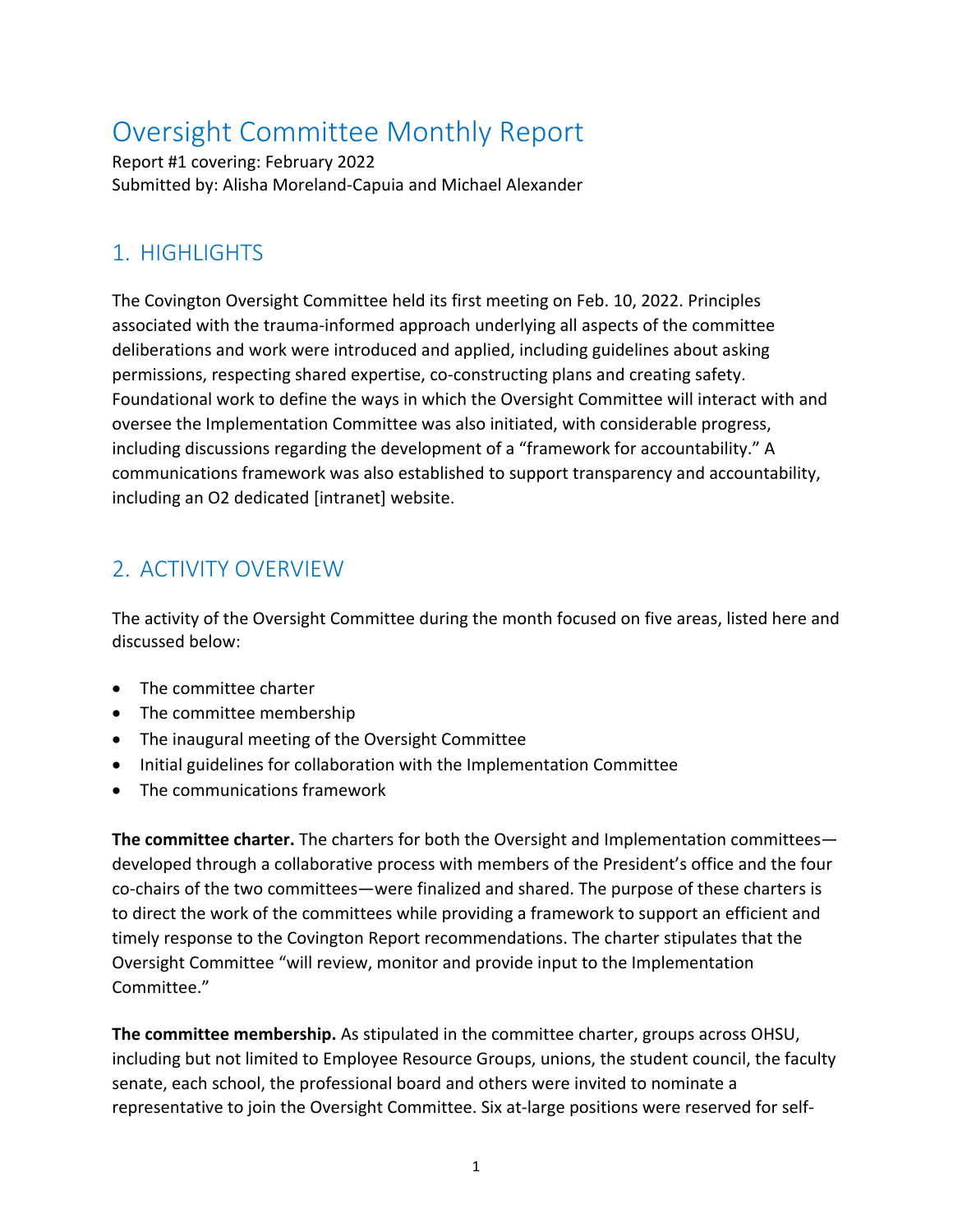# Oversight Committee Monthly Report

Report #1 covering: February 2022
Submitted by: Alisha Moreland-Capuia and Michael Alexander

## 1. HIGHLIGHTS

The Covington Oversight Committee held its first meeting on Feb. 10, 2022. Principles associated with the trauma-informed approach underlying all aspects of the committee deliberations and work were introduced and applied, including guidelines about asking permissions, respecting shared expertise, co-constructing plans and creating safety. Foundational work to define the ways in which the Oversight Committee will interact with and oversee the Implementation Committee was also initiated, with considerable progress, including discussions regarding the development of a "framework for accountability." A communications framework was also established to support transparency and accountability, including an O2 dedicated [intranet] website.

## 2. ACTIVITY OVERVIEW

The activity of the Oversight Committee during the month focused on five areas, listed here and discussed below:

- The committee charter
- The committee membership
- The inaugural meeting of the Oversight Committee
- Initial guidelines for collaboration with the Implementation Committee
- The communications framework

**The committee charter.** The charters for both the Oversight and Implementation committees—developed through a collaborative process with members of the President's office and the four co-chairs of the two committees—were finalized and shared. The purpose of these charters is to direct the work of the committees while providing a framework to support an efficient and timely response to the Covington Report recommendations. The charter stipulates that the Oversight Committee "will review, monitor and provide input to the Implementation Committee."

**The committee membership.** As stipulated in the committee charter, groups across OHSU, including but not limited to Employee Resource Groups, unions, the student council, the faculty senate, each school, the professional board and others were invited to nominate a representative to join the Oversight Committee. Six at-large positions were reserved for self-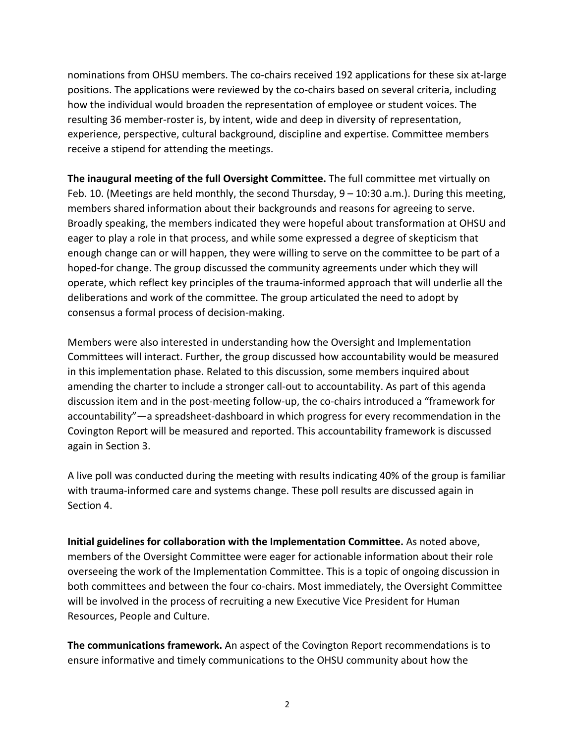nominations from OHSU members. The co-chairs received 192 applications for these six at-large positions. The applications were reviewed by the co-chairs based on several criteria, including how the individual would broaden the representation of employee or student voices. The resulting 36 member-roster is, by intent, wide and deep in diversity of representation, experience, perspective, cultural background, discipline and expertise. Committee members receive a stipend for attending the meetings.

**The inaugural meeting of the full Oversight Committee.** The full committee met virtually on Feb. 10. (Meetings are held monthly, the second Thursday, 9 – 10:30 a.m.). During this meeting, members shared information about their backgrounds and reasons for agreeing to serve. Broadly speaking, the members indicated they were hopeful about transformation at OHSU and eager to play a role in that process, and while some expressed a degree of skepticism that enough change can or will happen, they were willing to serve on the committee to be part of a hoped-for change. The group discussed the community agreements under which they will operate, which reflect key principles of the trauma-informed approach that will underlie all the deliberations and work of the committee. The group articulated the need to adopt by consensus a formal process of decision-making.

Members were also interested in understanding how the Oversight and Implementation Committees will interact. Further, the group discussed how accountability would be measured in this implementation phase. Related to this discussion, some members inquired about amending the charter to include a stronger call-out to accountability. As part of this agenda discussion item and in the post-meeting follow-up, the co-chairs introduced a "framework for accountability"—a spreadsheet-dashboard in which progress for every recommendation in the Covington Report will be measured and reported. This accountability framework is discussed again in Section 3.

A live poll was conducted during the meeting with results indicating 40% of the group is familiar with trauma-informed care and systems change. These poll results are discussed again in Section 4.

**Initial guidelines for collaboration with the Implementation Committee.** As noted above, members of the Oversight Committee were eager for actionable information about their role overseeing the work of the Implementation Committee. This is a topic of ongoing discussion in both committees and between the four co-chairs. Most immediately, the Oversight Committee will be involved in the process of recruiting a new Executive Vice President for Human Resources, People and Culture.

**The communications framework.** An aspect of the Covington Report recommendations is to ensure informative and timely communications to the OHSU community about how the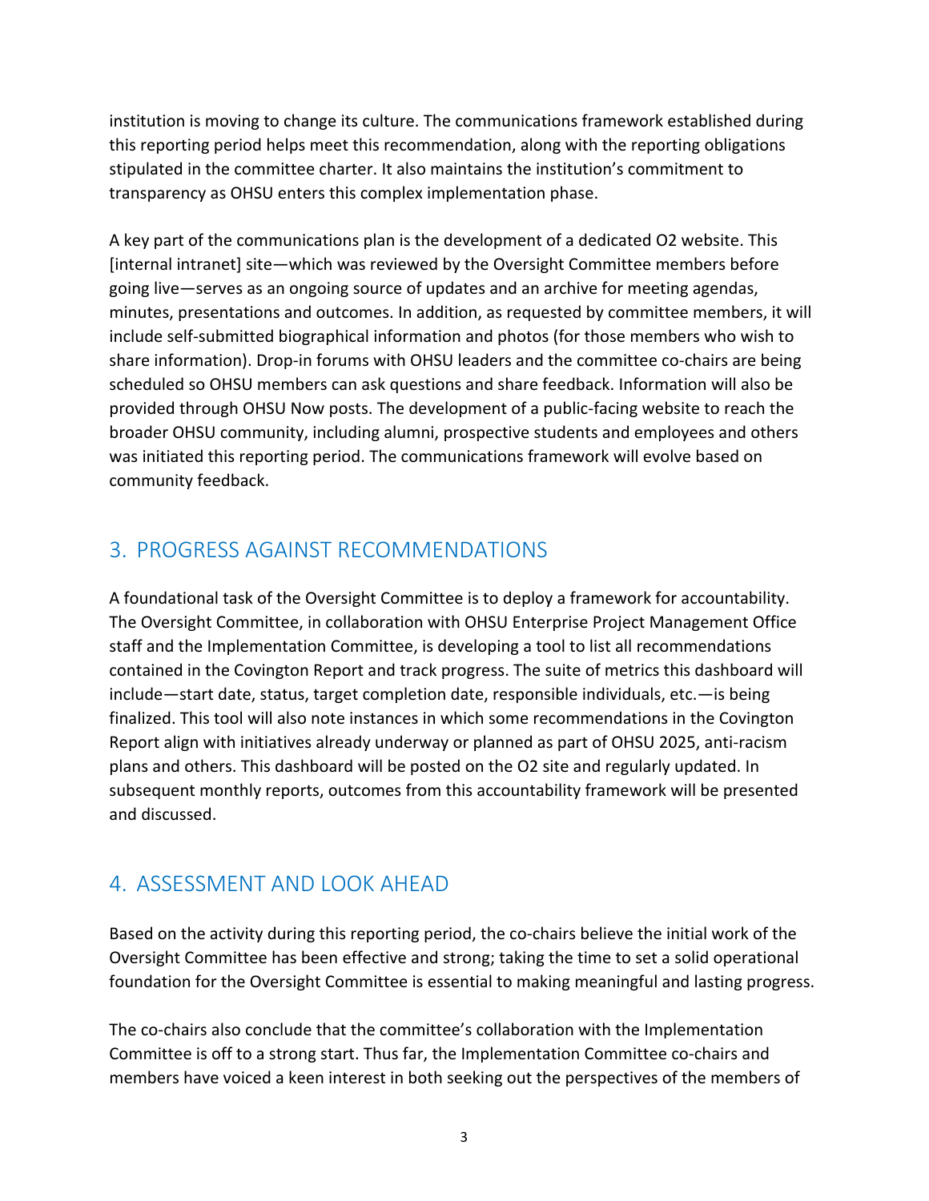institution is moving to change its culture. The communications framework established during this reporting period helps meet this recommendation, along with the reporting obligations stipulated in the committee charter. It also maintains the institution's commitment to transparency as OHSU enters this complex implementation phase.

A key part of the communications plan is the development of a dedicated O2 website. This [internal intranet] site—which was reviewed by the Oversight Committee members before going live—serves as an ongoing source of updates and an archive for meeting agendas, minutes, presentations and outcomes. In addition, as requested by committee members, it will include self-submitted biographical information and photos (for those members who wish to share information). Drop-in forums with OHSU leaders and the committee co-chairs are being scheduled so OHSU members can ask questions and share feedback. Information will also be provided through OHSU Now posts. The development of a public-facing website to reach the broader OHSU community, including alumni, prospective students and employees and others was initiated this reporting period. The communications framework will evolve based on community feedback.

## 3. PROGRESS AGAINST RECOMMENDATIONS

A foundational task of the Oversight Committee is to deploy a framework for accountability. The Oversight Committee, in collaboration with OHSU Enterprise Project Management Office staff and the Implementation Committee, is developing a tool to list all recommendations contained in the Covington Report and track progress. The suite of metrics this dashboard will include—start date, status, target completion date, responsible individuals, etc.—is being finalized. This tool will also note instances in which some recommendations in the Covington Report align with initiatives already underway or planned as part of OHSU 2025, anti-racism plans and others. This dashboard will be posted on the O2 site and regularly updated. In subsequent monthly reports, outcomes from this accountability framework will be presented and discussed.

## 4. ASSESSMENT AND LOOK AHEAD

Based on the activity during this reporting period, the co-chairs believe the initial work of the Oversight Committee has been effective and strong; taking the time to set a solid operational foundation for the Oversight Committee is essential to making meaningful and lasting progress.

The co-chairs also conclude that the committee's collaboration with the Implementation Committee is off to a strong start. Thus far, the Implementation Committee co-chairs and members have voiced a keen interest in both seeking out the perspectives of the members of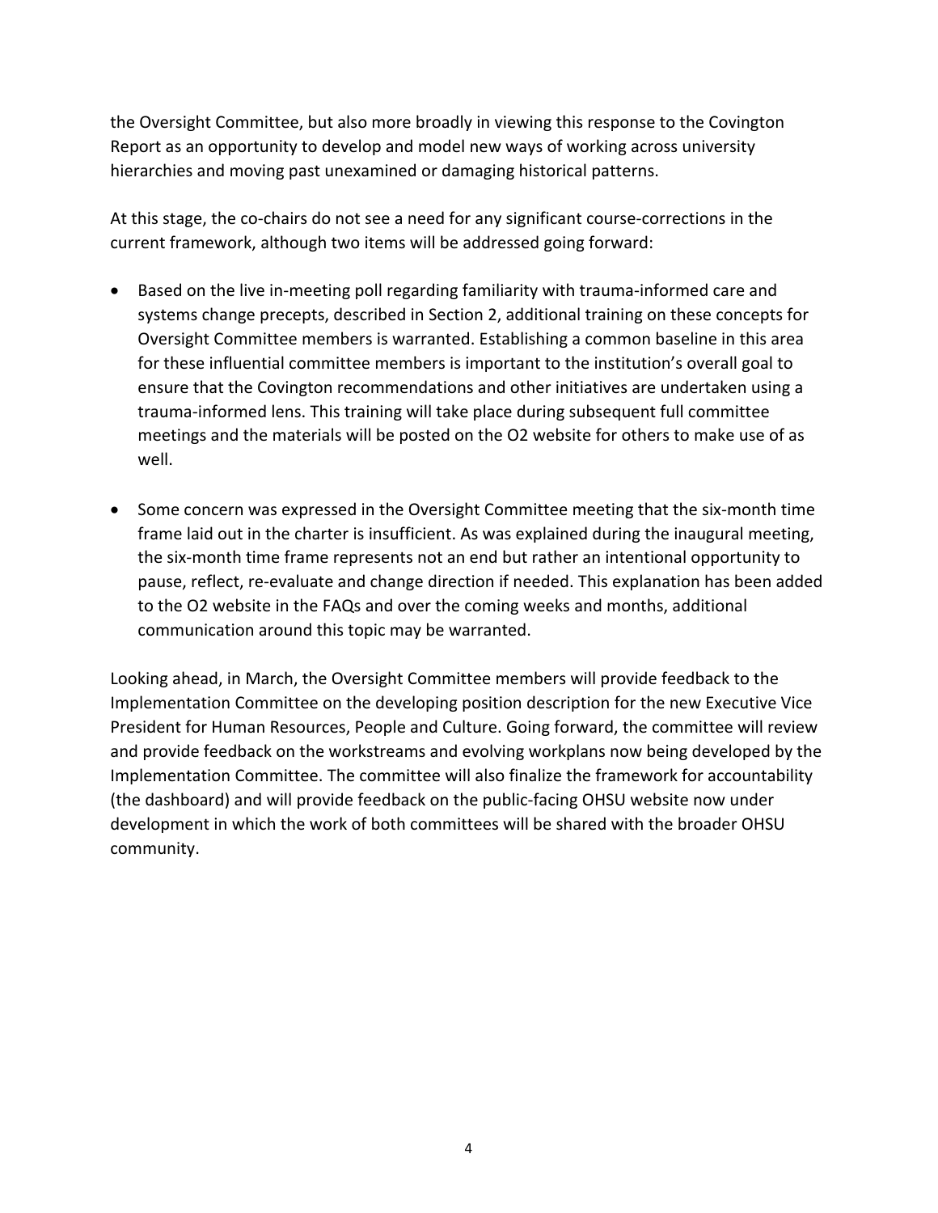the Oversight Committee, but also more broadly in viewing this response to the Covington Report as an opportunity to develop and model new ways of working across university hierarchies and moving past unexamined or damaging historical patterns.

At this stage, the co-chairs do not see a need for any significant course-corrections in the current framework, although two items will be addressed going forward:

- Based on the live in-meeting poll regarding familiarity with trauma-informed care and systems change precepts, described in Section 2, additional training on these concepts for Oversight Committee members is warranted. Establishing a common baseline in this area for these influential committee members is important to the institution's overall goal to ensure that the Covington recommendations and other initiatives are undertaken using a trauma-informed lens. This training will take place during subsequent full committee meetings and the materials will be posted on the O2 website for others to make use of as well.

- Some concern was expressed in the Oversight Committee meeting that the six-month time frame laid out in the charter is insufficient. As was explained during the inaugural meeting, the six-month time frame represents not an end but rather an intentional opportunity to pause, reflect, re-evaluate and change direction if needed. This explanation has been added to the O2 website in the FAQs and over the coming weeks and months, additional communication around this topic may be warranted.

Looking ahead, in March, the Oversight Committee members will provide feedback to the Implementation Committee on the developing position description for the new Executive Vice President for Human Resources, People and Culture. Going forward, the committee will review and provide feedback on the workstreams and evolving workplans now being developed by the Implementation Committee. The committee will also finalize the framework for accountability (the dashboard) and will provide feedback on the public-facing OHSU website now under development in which the work of both committees will be shared with the broader OHSU community.